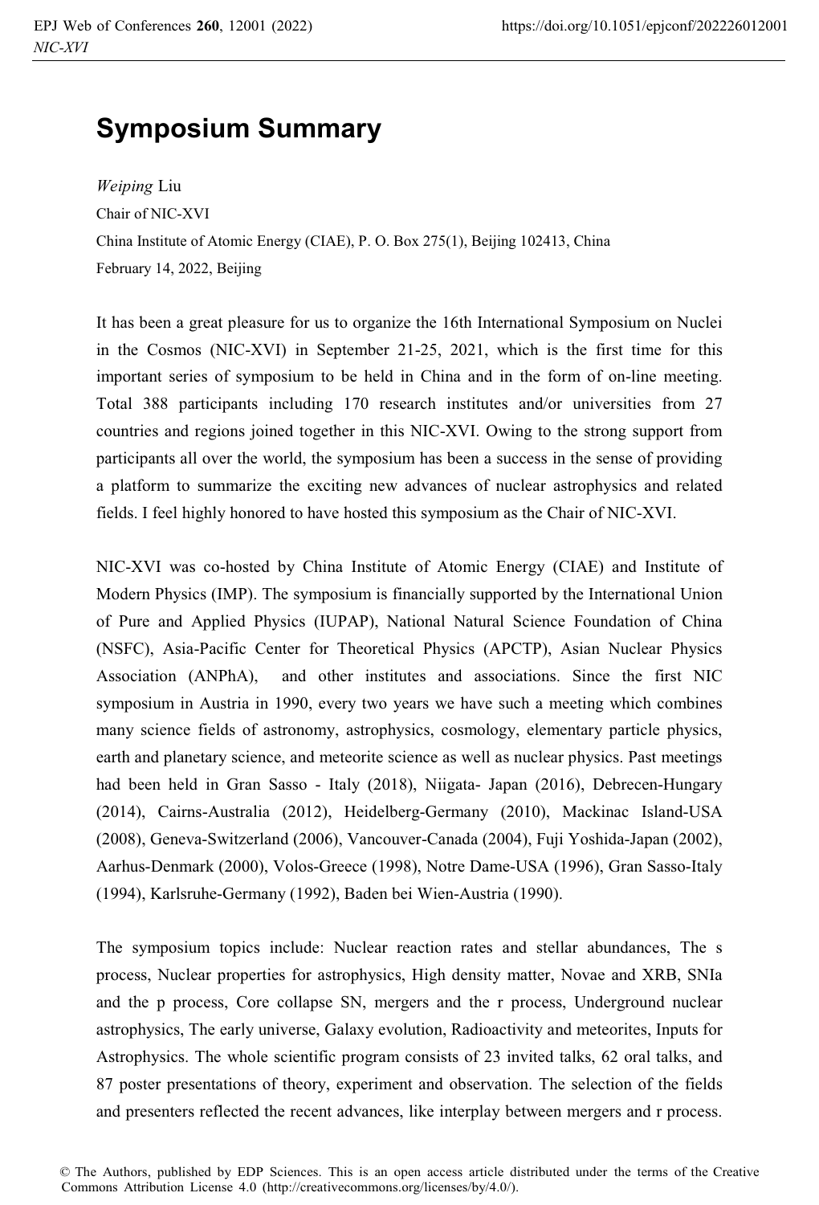# Symposium Summary

*Weiping* Liu

Chair of NIC-XVI

China Institute of Atomic Energy (CIAE), P. O. Box 275(1), Beijing 102413, China

February 14, 2022, Beijing

It has been a great pleasure for us to organize the 16th International Symposium on Nuclei in the Cosmos (NIC-XVI) in September 21-25, 2021, which is the first time for this important series of symposium to be held in China and in the form of on-line meeting. Total 388 participants including 170 research institutes and/or universities from 27 countries and regions joined together in this NIC-XVI. Owing to the strong support from participants all over the world, the symposium has been a success in the sense of providing a platform to summarize the exciting new advances of nuclear astrophysics and related fields. I feel highly honored to have hosted this symposium as the Chair of NIC-XVI.

NIC-XVI was co-hosted by China Institute of Atomic Energy (CIAE) and Institute of Modern Physics (IMP). The symposium is financially supported by the International Union of Pure and Applied Physics (IUPAP), National Natural Science Foundation of China (NSFC), Asia-Pacific Center for Theoretical Physics (APCTP), Asian Nuclear Physics Association (ANPhA), and other institutes and associations. Since the first NIC symposium in Austria in 1990, every two years we have such a meeting which combines many science fields of astronomy, astrophysics, cosmology, elementary particle physics, earth and planetary science, and meteorite science as well as nuclear physics. Past meetings had been held in Gran Sasso - Italy (2018), Niigata- Japan (2016), Debrecen-Hungary (2014), Cairns-Australia (2012), Heidelberg-Germany (2010), Mackinac Island-USA (2008), Geneva-Switzerland (2006), Vancouver-Canada (2004), Fuji Yoshida-Japan (2002), Aarhus-Denmark (2000), Volos-Greece (1998), Notre Dame-USA (1996), Gran Sasso-Italy (1994), Karlsruhe-Germany (1992), Baden bei Wien-Austria (1990).

The symposium topics include: Nuclear reaction rates and stellar abundances, The s process, Nuclear properties for astrophysics, High density matter, Novae and XRB, SNIa and the p process, Core collapse SN, mergers and the r process, Underground nuclear astrophysics, The early universe, Galaxy evolution, Radioactivity and meteorites, Inputs for Astrophysics. The whole scientific program consists of 23 invited talks, 62 oral talks, and 87 poster presentations of theory, experiment and observation. The selection of the fields and presenters reflected the recent advances, like interplay between mergers and r process.

© The Authors, published by EDP Sciences. This is an open access article distributed under the terms of the Creative Commons Attribution License 4.0 (http://creativecommons.org/licenses/by/4.0/).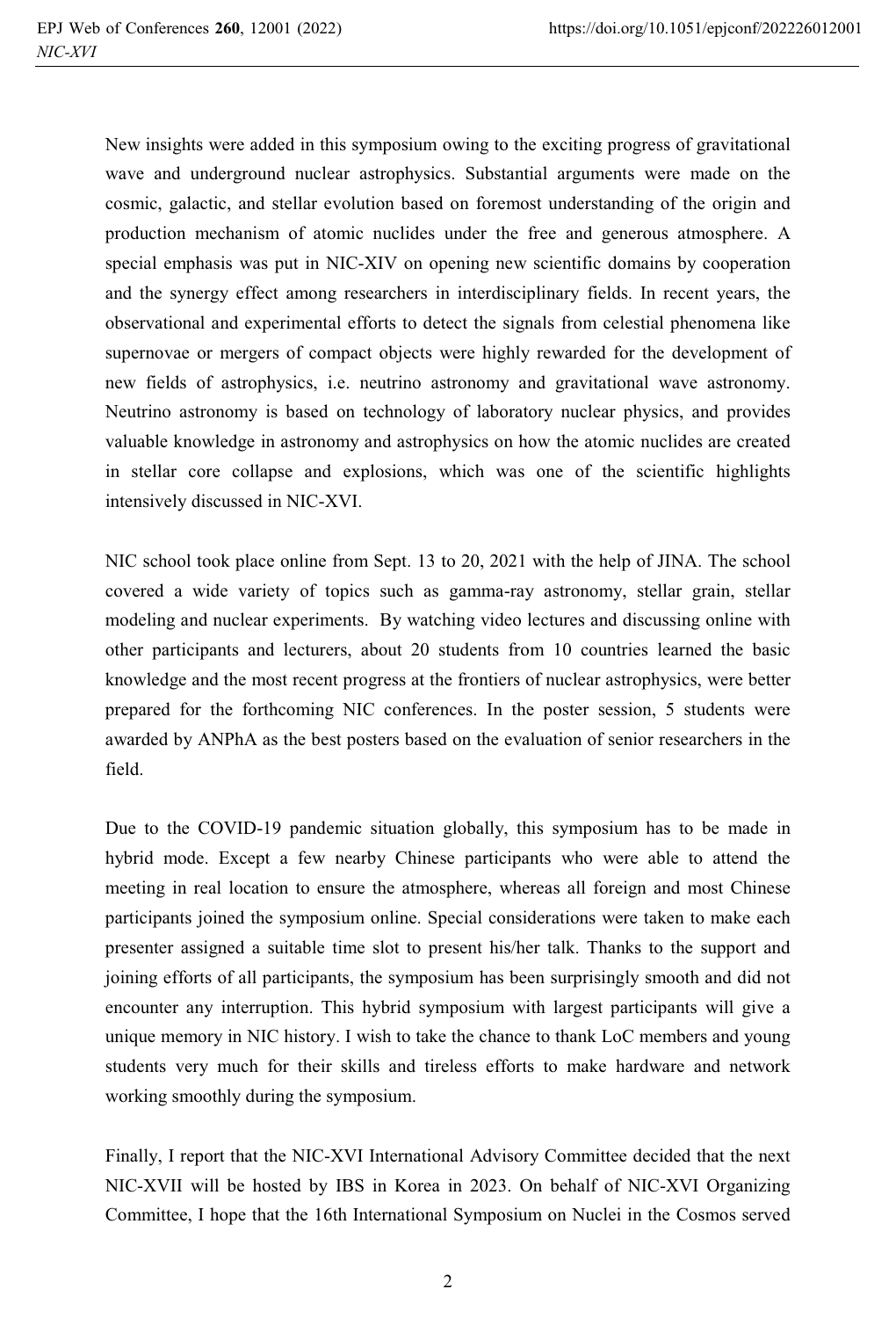New insights were added in this symposium owing to the exciting progress of gravitational wave and underground nuclear astrophysics. Substantial arguments were made on the cosmic, galactic, and stellar evolution based on foremost understanding of the origin and production mechanism of atomic nuclides under the free and generous atmosphere. A special emphasis was put in NIC-XIV on opening new scientific domains by cooperation and the synergy effect among researchers in interdisciplinary fields. In recent years, the observational and experimental efforts to detect the signals from celestial phenomena like supernovae or mergers of compact objects were highly rewarded for the development of new fields of astrophysics, i.e. neutrino astronomy and gravitational wave astronomy. Neutrino astronomy is based on technology of laboratory nuclear physics, and provides valuable knowledge in astronomy and astrophysics on how the atomic nuclides are created in stellar core collapse and explosions, which was one of the scientific highlights intensively discussed in NIC-XVI.

NIC school took place online from Sept. 13 to 20, 2021 with the help of JINA. The school covered a wide variety of topics such as gamma-ray astronomy, stellar grain, stellar modeling and nuclear experiments. By watching video lectures and discussing online with other participants and lecturers, about 20 students from 10 countries learned the basic knowledge and the most recent progress at the frontiers of nuclear astrophysics, were better prepared for the forthcoming NIC conferences. In the poster session, 5 students were awarded by ANPhA as the best posters based on the evaluation of senior researchers in the field.

Due to the COVID-19 pandemic situation globally, this symposium has to be made in hybrid mode. Except a few nearby Chinese participants who were able to attend the meeting in real location to ensure the atmosphere, whereas all foreign and most Chinese participants joined the symposium online. Special considerations were taken to make each presenter assigned a suitable time slot to present his/her talk. Thanks to the support and joining efforts of all participants, the symposium has been surprisingly smooth and did not encounter any interruption. This hybrid symposium with largest participants will give a unique memory in NIC history. I wish to take the chance to thank LoC members and young students very much for their skills and tireless efforts to make hardware and network working smoothly during the symposium.

Finally, I report that the NIC-XVI International Advisory Committee decided that the next NIC-XVII will be hosted by IBS in Korea in 2023. On behalf of NIC-XVI Organizing Committee, I hope that the 16th International Symposium on Nuclei in the Cosmos served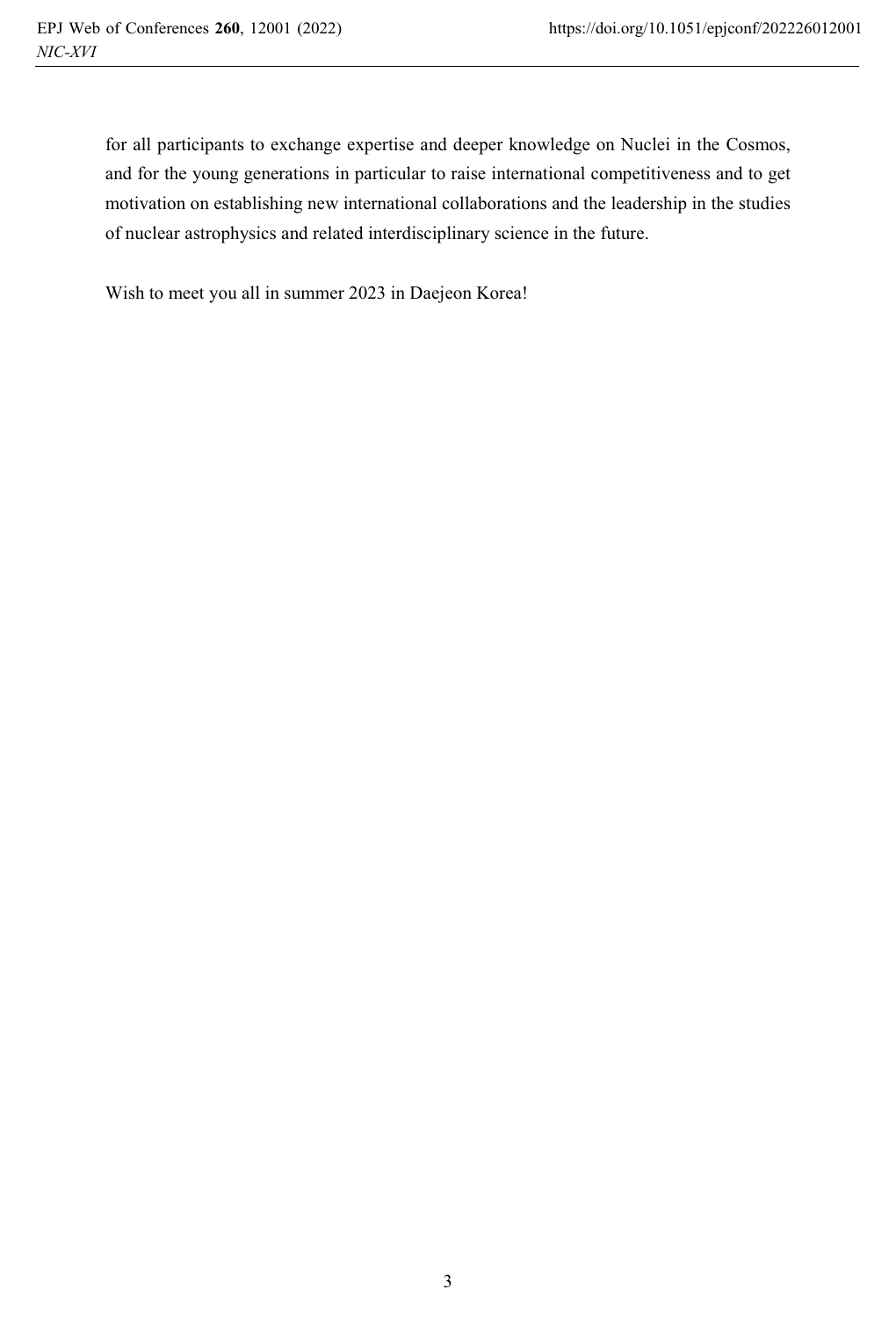for all participants to exchange expertise and deeper knowledge on Nuclei in the Cosmos, and for the young generations in particular to raise international competitiveness and to get motivation on establishing new international collaborations and the leadership in the studies of nuclear astrophysics and related interdisciplinary science in the future.

Wish to meet you all in summer 2023 in Daejeon Korea!